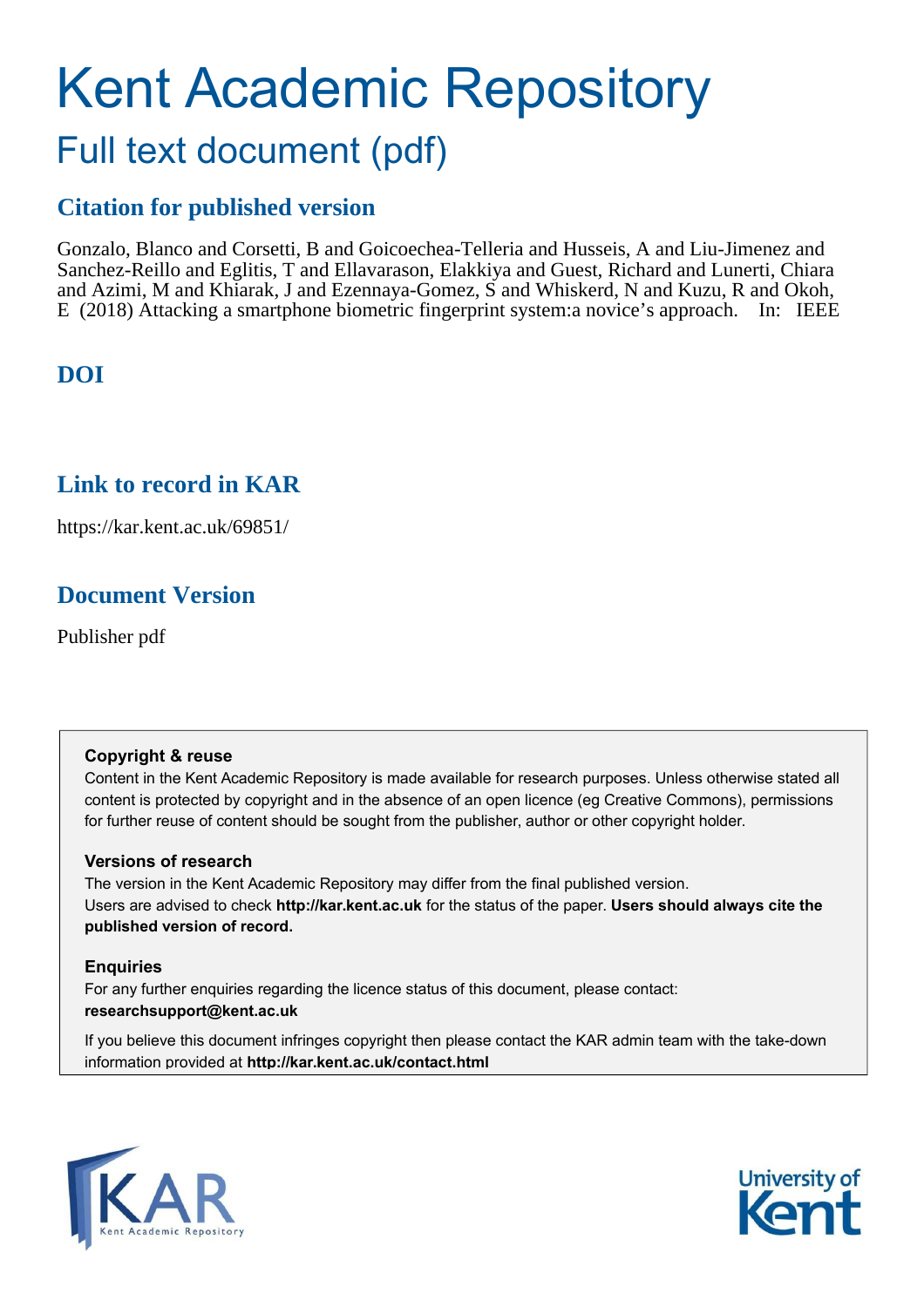# Kent Academic Repository

## Full text document (pdf)

### Citation for published version

Gonzalo, Blanco and Corsetti, B and Goicoechea-Telleria and Husseis, A and Liu-Jimenez and Sanchez-Reillo and Eglitis, T and Ellavarason, Elakkiya and Guest, Richard and Lunerti, Chiara and Azimi, M and Khiarak, J and Ezennaya-Gomez, S and Whiskerd, N and Kuzu, R and Okoh, E (2018) Attacking a smartphone biometric fingerprint system:a novice's approach. In: IEEE

### DOI

### Link to record in KAR

https://kar.kent.ac.uk/69851/

### Document Version

Publisher pdf

**Copyright & reuse**

Content in the Kent Academic Repository is made available for research purposes. Unless otherwise stated all content is protected by copyright and in the absence of an open licence (eg Creative Commons), permissions for further reuse of content should be sought from the publisher, author or other copyright holder.

**Versions of research**

The version in the Kent Academic Repository may differ from the final published version. Users are advised to check **http://kar.kent.ac.uk** for the status of the paper. **Users should always cite the published version of record.**

**Enquiries**

For any further enquiries regarding the licence status of this document, please contact: **researchsupport@kent.ac.uk**

If you believe this document infringes copyright then please contact the KAR admin team with the take-down information provided at **http://kar.kent.ac.uk/contact.html**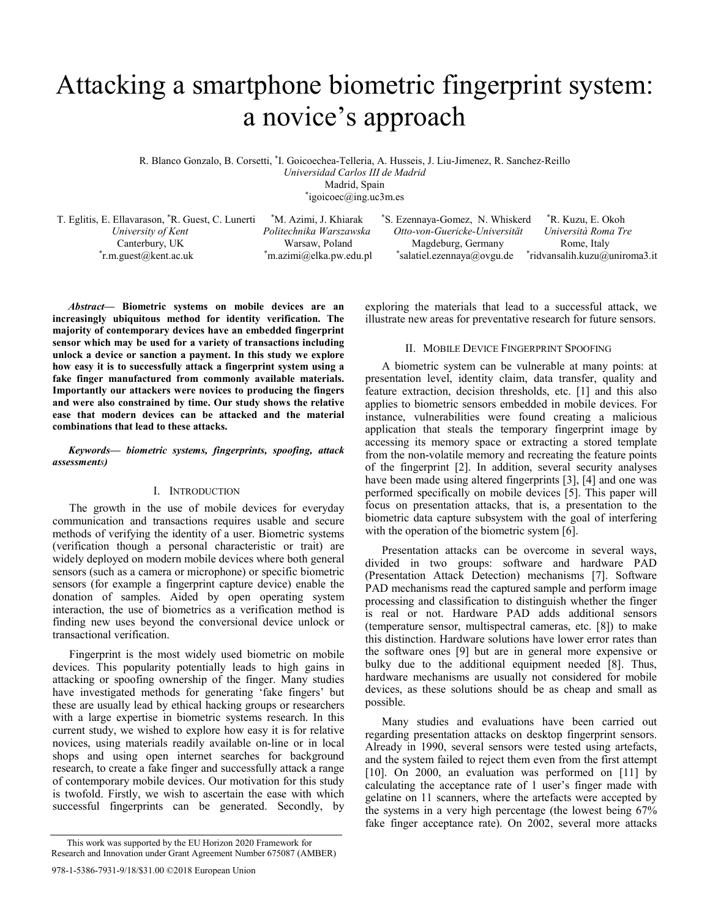# Attacking a smartphone biometric fingerprint system: a novice's approach

R. Blanco Gonzalo, B. Corsetti, *I. Goicoechea-Telleria, A. Husseis, J. Liu-Jimenez, R. Sanchez-Reillo
*Universidad Carlos III de Madrid*
Madrid, Spain
*igoicoec@ing.uc3m.es

T. Eglitis, E. Ellavarason, *R. Guest, C. Lunerti
*University of Kent*
Canterbury, UK
*r.m.guest@kent.ac.uk

*M. Azimi, J. Khiarak
*Politechnika Warszawska*
Warsaw, Poland
*m.azimi@elka.pw.edu.pl

*S. Ezennaya-Gomez, N. Whiskerd
*Otto-von-Guericke-Universität*
Magdeburg, Germany
*salatiel.ezennaya@ovgu.de

*R. Kuzu, E. Okoh
*Università Roma Tre*
Rome, Italy
*ridvansalih.kuzu@uniroma3.it

***Abstract*— Biometric systems on mobile devices are an increasingly ubiquitous method for identity verification. The majority of contemporary devices have an embedded fingerprint sensor which may be used for a variety of transactions including unlock a device or sanction a payment. In this study we explore how easy it is to successfully attack a fingerprint system using a fake finger manufactured from commonly available materials. Importantly our attackers were novices to producing the fingers and were also constrained by time. Our study shows the relative ease that modern devices can be attacked and the material combinations that lead to these attacks.**

***Keywords*— *biometric systems, fingerprints, spoofing, attack assessments)***

## I. Introduction

The growth in the use of mobile devices for everyday communication and transactions requires usable and secure methods of verifying the identity of a user. Biometric systems (verification though a personal characteristic or trait) are widely deployed on modern mobile devices where both general sensors (such as a camera or microphone) or specific biometric sensors (for example a fingerprint capture device) enable the donation of samples. Aided by open operating system interaction, the use of biometrics as a verification method is finding new uses beyond the conversional device unlock or transactional verification.

Fingerprint is the most widely used biometric on mobile devices. This popularity potentially leads to high gains in attacking or spoofing ownership of the finger. Many studies have investigated methods for generating 'fake fingers' but these are usually lead by ethical hacking groups or researchers with a large expertise in biometric systems research. In this current study, we wished to explore how easy it is for relative novices, using materials readily available on-line or in local shops and using open internet searches for background research, to create a fake finger and successfully attack a range of contemporary mobile devices. Our motivation for this study is twofold. Firstly, we wish to ascertain the ease with which successful fingerprints can be generated. Secondly, by exploring the materials that lead to a successful attack, we illustrate new areas for preventative research for future sensors.

## II. Mobile Device Fingerprint Spoofing

A biometric system can be vulnerable at many points: at presentation level, identity claim, data transfer, quality and feature extraction, decision thresholds, etc. [1] and this also applies to biometric sensors embedded in mobile devices. For instance, vulnerabilities were found creating a malicious application that steals the temporary fingerprint image by accessing its memory space or extracting a stored template from the non-volatile memory and recreating the feature points of the fingerprint [2]. In addition, several security analyses have been made using altered fingerprints [3], [4] and one was performed specifically on mobile devices [5]. This paper will focus on presentation attacks, that is, a presentation to the biometric data capture subsystem with the goal of interfering with the operation of the biometric system [6].

Presentation attacks can be overcome in several ways, divided in two groups: software and hardware PAD (Presentation Attack Detection) mechanisms [7]. Software PAD mechanisms read the captured sample and perform image processing and classification to distinguish whether the finger is real or not. Hardware PAD adds additional sensors (temperature sensor, multispectral cameras, etc. [8]) to make this distinction. Hardware solutions have lower error rates than the software ones [9] but are in general more expensive or bulky due to the additional equipment needed [8]. Thus, hardware mechanisms are usually not considered for mobile devices, as these solutions should be as cheap and small as possible.

Many studies and evaluations have been carried out regarding presentation attacks on desktop fingerprint sensors. Already in 1990, several sensors were tested using artefacts, and the system failed to reject them even from the first attempt [10]. On 2000, an evaluation was performed on [11] by calculating the acceptance rate of 1 user's finger made with gelatine on 11 scanners, where the artefacts were accepted by the systems in a very high percentage (the lowest being 67% fake finger acceptance rate). On 2002, several more attacks

This work was supported by the EU Horizon 2020 Framework for Research and Innovation under Grant Agreement Number 675087 (AMBER)

978-1-5386-7931-9/18/$31.00 ©2018 European Union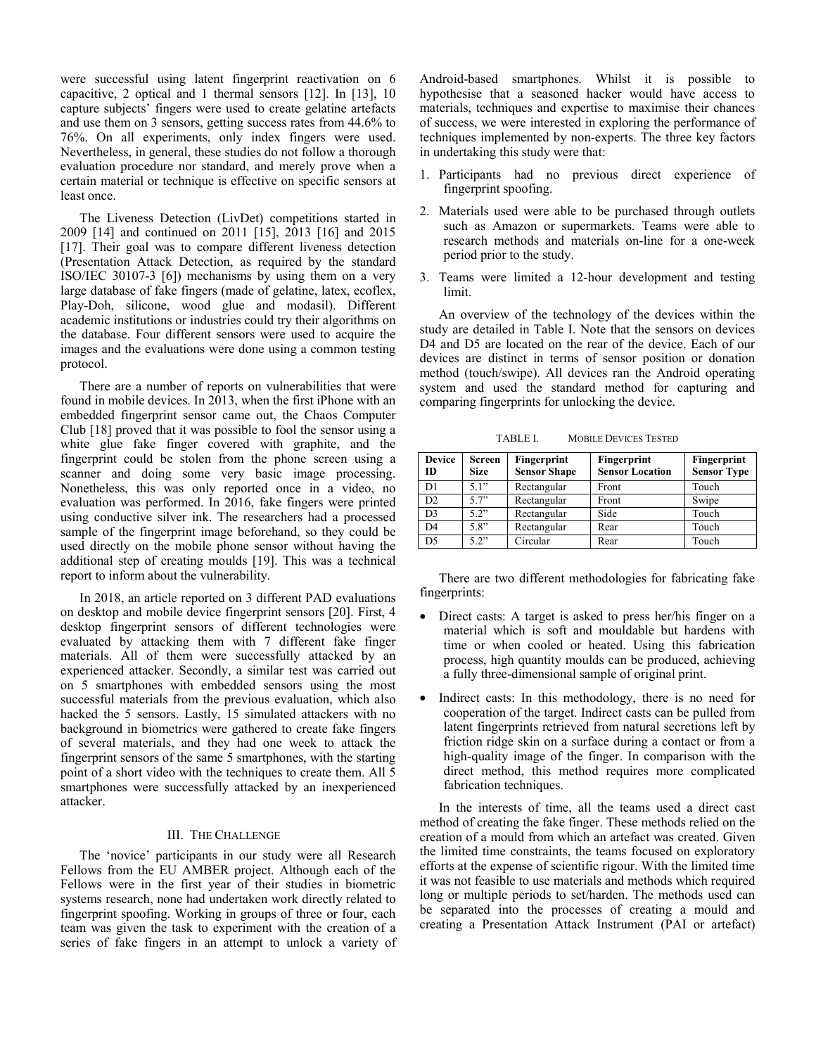were successful using latent fingerprint reactivation on 6 capacitive, 2 optical and 1 thermal sensors [12]. In [13], 10 capture subjects' fingers were used to create gelatine artefacts and use them on 3 sensors, getting success rates from 44.6% to 76%. On all experiments, only index fingers were used. Nevertheless, in general, these studies do not follow a thorough evaluation procedure nor standard, and merely prove when a certain material or technique is effective on specific sensors at least once.

The Liveness Detection (LivDet) competitions started in 2009 [14] and continued on 2011 [15], 2013 [16] and 2015 [17]. Their goal was to compare different liveness detection (Presentation Attack Detection, as required by the standard ISO/IEC 30107-3 [6]) mechanisms by using them on a very large database of fake fingers (made of gelatine, latex, ecoflex, Play-Doh, silicone, wood glue and modasil). Different academic institutions or industries could try their algorithms on the database. Four different sensors were used to acquire the images and the evaluations were done using a common testing protocol.

There are a number of reports on vulnerabilities that were found in mobile devices. In 2013, when the first iPhone with an embedded fingerprint sensor came out, the Chaos Computer Club [18] proved that it was possible to fool the sensor using a white glue fake finger covered with graphite, and the fingerprint could be stolen from the phone screen using a scanner and doing some very basic image processing. Nonetheless, this was only reported once in a video, no evaluation was performed. In 2016, fake fingers were printed using conductive silver ink. The researchers had a processed sample of the fingerprint image beforehand, so they could be used directly on the mobile phone sensor without having the additional step of creating moulds [19]. This was a technical report to inform about the vulnerability.

In 2018, an article reported on 3 different PAD evaluations on desktop and mobile device fingerprint sensors [20]. First, 4 desktop fingerprint sensors of different technologies were evaluated by attacking them with 7 different fake finger materials. All of them were successfully attacked by an experienced attacker. Secondly, a similar test was carried out on 5 smartphones with embedded sensors using the most successful materials from the previous evaluation, which also hacked the 5 sensors. Lastly, 15 simulated attackers with no background in biometrics were gathered to create fake fingers of several materials, and they had one week to attack the fingerprint sensors of the same 5 smartphones, with the starting point of a short video with the techniques to create them. All 5 smartphones were successfully attacked by an inexperienced attacker.

## III. THE CHALLENGE

The 'novice' participants in our study were all Research Fellows from the EU AMBER project. Although each of the Fellows were in the first year of their studies in biometric systems research, none had undertaken work directly related to fingerprint spoofing. Working in groups of three or four, each team was given the task to experiment with the creation of a series of fake fingers in an attempt to unlock a variety of Android-based smartphones. Whilst it is possible to hypothesise that a seasoned hacker would have access to materials, techniques and expertise to maximise their chances of success, we were interested in exploring the performance of techniques implemented by non-experts. The three key factors in undertaking this study were that:

1. Participants had no previous direct experience of fingerprint spoofing.
2. Materials used were able to be purchased through outlets such as Amazon or supermarkets. Teams were able to research methods and materials on-line for a one-week period prior to the study.
3. Teams were limited a 12-hour development and testing limit.

An overview of the technology of the devices within the study are detailed in Table I. Note that the sensors on devices D4 and D5 are located on the rear of the device. Each of our devices are distinct in terms of sensor position or donation method (touch/swipe). All devices ran the Android operating system and used the standard method for capturing and comparing fingerprints for unlocking the device.

TABLE I. MOBILE DEVICES TESTED

| Device ID | Screen Size | Fingerprint Sensor Shape | Fingerprint Sensor Location | Fingerprint Sensor Type |
|---|---|---|---|---|
| D1 | 5.1" | Rectangular | Front | Touch |
| D2 | 5.7" | Rectangular | Front | Swipe |
| D3 | 5.2" | Rectangular | Side | Touch |
| D4 | 5.8" | Rectangular | Rear | Touch |
| D5 | 5.2" | Circular | Rear | Touch |

There are two different methodologies for fabricating fake fingerprints:

- Direct casts: A target is asked to press her/his finger on a material which is soft and mouldable but hardens with time or when cooled or heated. Using this fabrication process, high quantity moulds can be produced, achieving a fully three-dimensional sample of original print.
- Indirect casts: In this methodology, there is no need for cooperation of the target. Indirect casts can be pulled from latent fingerprints retrieved from natural secretions left by friction ridge skin on a surface during a contact or from a high-quality image of the finger. In comparison with the direct method, this method requires more complicated fabrication techniques.

In the interests of time, all the teams used a direct cast method of creating the fake finger. These methods relied on the creation of a mould from which an artefact was created. Given the limited time constraints, the teams focused on exploratory efforts at the expense of scientific rigour. With the limited time it was not feasible to use materials and methods which required long or multiple periods to set/harden. The methods used can be separated into the processes of creating a mould and creating a Presentation Attack Instrument (PAI or artefact)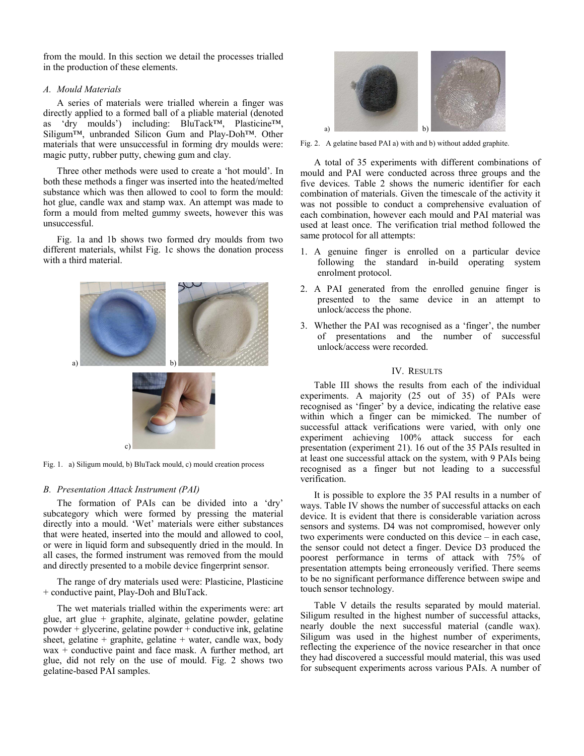from the mould. In this section we detail the processes trialled in the production of these elements.

### A. Mould Materials

A series of materials were trialled wherein a finger was directly applied to a formed ball of a pliable material (denoted as 'dry moulds') including: BluTack™, Plasticine™, Siligum™, unbranded Silicon Gum and Play-Doh™. Other materials that were unsuccessful in forming dry moulds were: magic putty, rubber putty, chewing gum and clay.

Three other methods were used to create a 'hot mould'. In both these methods a finger was inserted into the heated/melted substance which was then allowed to cool to form the mould: hot glue, candle wax and stamp wax. An attempt was made to form a mould from melted gummy sweets, however this was unsuccessful.

Fig. 1a and 1b shows two formed dry moulds from two different materials, whilst Fig. 1c shows the donation process with a third material.

Fig. 1. a) Siligum mould, b) BluTack mould, c) mould creation process

### B. Presentation Attack Instrument (PAI)

The formation of PAIs can be divided into a 'dry' subcategory which were formed by pressing the material directly into a mould. 'Wet' materials were either substances that were heated, inserted into the mould and allowed to cool, or were in liquid form and subsequently dried in the mould. In all cases, the formed instrument was removed from the mould and directly presented to a mobile device fingerprint sensor.

The range of dry materials used were: Plasticine, Plasticine + conductive paint, Play-Doh and BluTack.

The wet materials trialled within the experiments were: art glue, art glue + graphite, alginate, gelatine powder, gelatine powder + glycerine, gelatine powder + conductive ink, gelatine sheet, gelatine + graphite, gelatine + water, candle wax, body wax + conductive paint and face mask. A further method, art glue, did not rely on the use of mould. Fig. 2 shows two gelatine-based PAI samples.

Fig. 2. A gelatine based PAI a) with and b) without added graphite.

A total of 35 experiments with different combinations of mould and PAI were conducted across three groups and the five devices. Table 2 shows the numeric identifier for each combination of materials. Given the timescale of the activity it was not possible to conduct a comprehensive evaluation of each combination, however each mould and PAI material was used at least once. The verification trial method followed the same protocol for all attempts:

1. A genuine finger is enrolled on a particular device following the standard in-build operating system enrolment protocol.
2. A PAI generated from the enrolled genuine finger is presented to the same device in an attempt to unlock/access the phone.
3. Whether the PAI was recognised as a 'finger', the number of presentations and the number of successful unlock/access were recorded.

## IV. Results

Table III shows the results from each of the individual experiments. A majority (25 out of 35) of PAIs were recognised as 'finger' by a device, indicating the relative ease within which a finger can be mimicked. The number of successful attack verifications were varied, with only one experiment achieving 100% attack success for each presentation (experiment 21). 16 out of the 35 PAIs resulted in at least one successful attack on the system, with 9 PAIs being recognised as a finger but not leading to a successful verification.

It is possible to explore the 35 PAI results in a number of ways. Table IV shows the number of successful attacks on each device. It is evident that there is considerable variation across sensors and systems. D4 was not compromised, however only two experiments were conducted on this device – in each case, the sensor could not detect a finger. Device D3 produced the poorest performance in terms of attack with 75% of presentation attempts being erroneously verified. There seems to be no significant performance difference between swipe and touch sensor technology.

Table V details the results separated by mould material. Siligum resulted in the highest number of successful attacks, nearly double the next successful material (candle wax). Siligum was used in the highest number of experiments, reflecting the experience of the novice researcher in that once they had discovered a successful mould material, this was used for subsequent experiments across various PAIs. A number of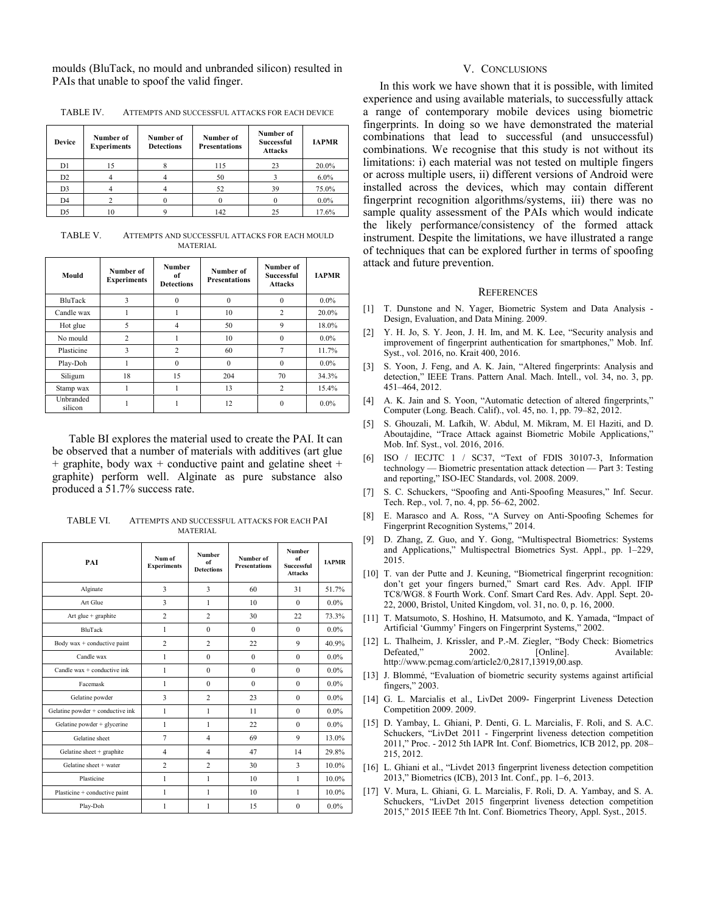moulds (BluTack, no mould and unbranded silicon) resulted in PAIs that unable to spoof the valid finger.

TABLE IV. ATTEMPTS AND SUCCESSFUL ATTACKS FOR EACH DEVICE

| Device | Number of Experiments | Number of Detections | Number of Presentations | Number of Successful Attacks | IAPMR |
|---|---|---|---|---|---|
| D1 | 15 | 8 | 115 | 23 | 20.0% |
| D2 | 4 | 4 | 50 | 3 | 6.0% |
| D3 | 4 | 4 | 52 | 39 | 75.0% |
| D4 | 2 | 0 | 0 | 0 | 0.0% |
| D5 | 10 | 9 | 142 | 25 | 17.6% |

TABLE V. ATTEMPTS AND SUCCESSFUL ATTACKS FOR EACH MOULD MATERIAL

| Mould | Number of Experiments | Number of Detections | Number of Presentations | Number of Successful Attacks | IAPMR |
|---|---|---|---|---|---|
| BluTack | 3 | 0 | 0 | 0 | 0.0% |
| Candle wax | 1 | 1 | 10 | 2 | 20.0% |
| Hot glue | 5 | 4 | 50 | 9 | 18.0% |
| No mould | 2 | 1 | 10 | 0 | 0.0% |
| Plasticine | 3 | 2 | 60 | 7 | 11.7% |
| Play-Doh | 1 | 0 | 0 | 0 | 0.0% |
| Siligum | 18 | 15 | 204 | 70 | 34.3% |
| Stamp wax | 1 | 1 | 13 | 2 | 15.4% |
| Unbranded silicon | 1 | 1 | 12 | 0 | 0.0% |

Table BI explores the material used to create the PAI. It can be observed that a number of materials with additives (art glue + graphite, body wax + conductive paint and gelatine sheet + graphite) perform well. Alginate as pure substance also produced a 51.7% success rate.

TABLE VI. ATTEMPTS AND SUCCESSFUL ATTACKS FOR EACH PAI MATERIAL

| PAI | Num of Experiments | Number of Detections | Number of Presentations | Number of Successful Attacks | IAPMR |
|---|---|---|---|---|---|
| Alginate | 3 | 3 | 60 | 31 | 51.7% |
| Art Glue | 3 | 1 | 10 | 0 | 0.0% |
| Art glue + graphite | 2 | 2 | 30 | 22 | 73.3% |
| BluTack | 1 | 0 | 0 | 0 | 0.0% |
| Body wax + conductive paint | 2 | 2 | 22 | 9 | 40.9% |
| Candle wax | 1 | 0 | 0 | 0 | 0.0% |
| Candle wax + conductive ink | 1 | 0 | 0 | 0 | 0.0% |
| Facemask | 1 | 0 | 0 | 0 | 0.0% |
| Gelatine powder | 3 | 2 | 23 | 0 | 0.0% |
| Gelatine powder + conductive ink | 1 | 1 | 11 | 0 | 0.0% |
| Gelatine powder + glycerine | 1 | 1 | 22 | 0 | 0.0% |
| Gelatine sheet | 7 | 4 | 69 | 9 | 13.0% |
| Gelatine sheet + graphite | 4 | 4 | 47 | 14 | 29.8% |
| Gelatine sheet + water | 2 | 2 | 30 | 3 | 10.0% |
| Plasticine | 1 | 1 | 10 | 1 | 10.0% |
| Plasticine + conductive paint | 1 | 1 | 10 | 1 | 10.0% |
| Play-Doh | 1 | 1 | 15 | 0 | 0.0% |

## V. Conclusions

In this work we have shown that it is possible, with limited experience and using available materials, to successfully attack a range of contemporary mobile devices using biometric fingerprints. In doing so we have demonstrated the material combinations that lead to successful (and unsuccessful) combinations. We recognise that this study is not without its limitations: i) each material was not tested on multiple fingers or across multiple users, ii) different versions of Android were installed across the devices, which may contain different fingerprint recognition algorithms/systems, iii) there was no sample quality assessment of the PAIs which would indicate the likely performance/consistency of the formed attack instrument. Despite the limitations, we have illustrated a range of techniques that can be explored further in terms of spoofing attack and future prevention.

## References

[1] T. Dunstone and N. Yager, Biometric System and Data Analysis - Design, Evaluation, and Data Mining. 2009.

[2] Y. H. Jo, S. Y. Jeon, J. H. Im, and M. K. Lee, "Security analysis and improvement of fingerprint authentication for smartphones," Mob. Inf. Syst., vol. 2016, no. Krait 400, 2016.

[3] S. Yoon, J. Feng, and A. K. Jain, "Altered fingerprints: Analysis and detection," IEEE Trans. Pattern Anal. Mach. Intell., vol. 34, no. 3, pp. 451–464, 2012.

[4] A. K. Jain and S. Yoon, "Automatic detection of altered fingerprints," Computer (Long. Beach. Calif)., vol. 45, no. 1, pp. 79–82, 2012.

[5] S. Ghouzali, M. Lafkih, W. Abdul, M. Mikram, M. El Haziti, and D. Aboutajdine, "Trace Attack against Biometric Mobile Applications," Mob. Inf. Syst., vol. 2016, 2016.

[6] ISO / IECJTC 1 / SC37, "Text of FDIS 30107-3, Information technology — Biometric presentation attack detection — Part 3: Testing and reporting," ISO-IEC Standards, vol. 2008. 2009.

[7] S. C. Schuckers, "Spoofing and Anti-Spoofing Measures," Inf. Secur. Tech. Rep., vol. 7, no. 4, pp. 56–62, 2002.

[8] E. Marasco and A. Ross, "A Survey on Anti-Spoofing Schemes for Fingerprint Recognition Systems," 2014.

[9] D. Zhang, Z. Guo, and Y. Gong, "Multispectral Biometrics: Systems and Applications," Multispectral Biometrics Syst. Appl., pp. 1–229, 2015.

[10] T. van der Putte and J. Keuning, "Biometrical fingerprint recognition: don't get your fingers burned," Smart card Res. Adv. Appl. IFIP TC8/WG8. 8 Fourth Work. Conf. Smart Card Res. Adv. Appl. Sept. 20-22, 2000, Bristol, United Kingdom, vol. 31, no. 0, p. 16, 2000.

[11] T. Matsumoto, S. Hoshino, H. Matsumoto, and K. Yamada, "Impact of Artificial 'Gummy' Fingers on Fingerprint Systems," 2002.

[12] L. Thalheim, J. Krissler, and P.-M. Ziegler, "Body Check: Biometrics Defeated," 2002. [Online]. Available: http://www.pcmag.com/article2/0,2817,13919,00.asp.

[13] J. Blommé, "Evaluation of biometric security systems against artificial fingers," 2003.

[14] G. L. Marcialis et al., LivDet 2009- Fingerprint Liveness Detection Competition 2009. 2009.

[15] D. Yambay, L. Ghiani, P. Denti, G. L. Marcialis, F. Roli, and S. A.C. Schuckers, "LivDet 2011 - Fingerprint liveness detection competition 2011," Proc. - 2012 5th IAPR Int. Conf. Biometrics, ICB 2012, pp. 208–215, 2012.

[16] L. Ghiani et al., "Livdet 2013 fingerprint liveness detection competition 2013," Biometrics (ICB), 2013 Int. Conf., pp. 1–6, 2013.

[17] V. Mura, L. Ghiani, G. L. Marcialis, F. Roli, D. A. Yambay, and S. A. Schuckers, "LivDet 2015 fingerprint liveness detection competition 2015," 2015 IEEE 7th Int. Conf. Biometrics Theory, Appl. Syst., 2015.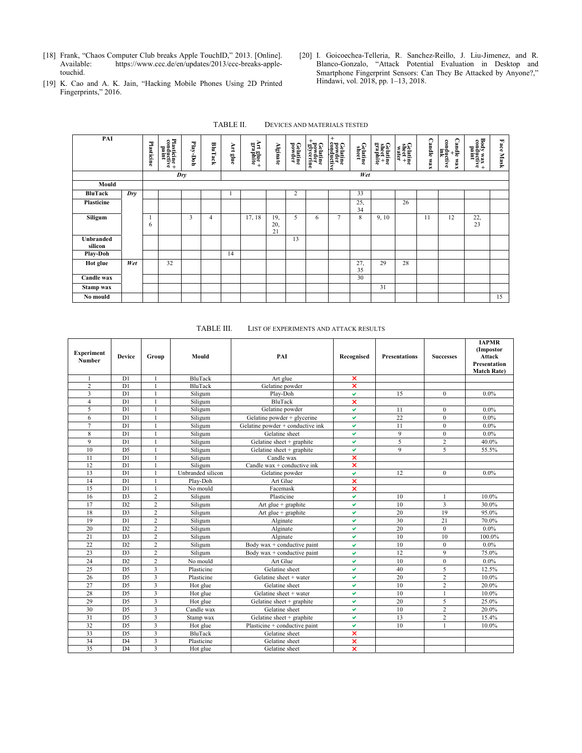[18] Frank, "Chaos Computer Club breaks Apple TouchID," 2013. [Online]. Available: https://www.ccc.de/en/updates/2013/ccc-breaks-apple-touchid.

[19] K. Cao and A. K. Jain, "Hacking Mobile Phones Using 2D Printed Fingerprints," 2016.

[20] I. Goicoechea-Telleria, R. Sanchez-Reillo, J. Liu-Jimenez, and R. Blanco-Gonzalo, "Attack Potential Evaluation in Desktop and Smartphone Fingerprint Sensors: Can They Be Attacked by Anyone?," Hindawi, vol. 2018, pp. 1–13, 2018.

TABLE II. DEVICES AND MATERIALS TESTED

| **PAI** | | Plasticine | Plasticine + conductive paint | Play-Doh | BluTack | Art glue | Art glue + graphite | Alginate | Gelatine powder | Gelatine powder + glycerine | Gelatine powder + conductive | Gelatine sheet | Gelatine sheet + graphite | Gelatine sheet + water | Candle wax | Candle wax + conductive ink | Body wax + conductive paint | Face Mask |
|---|---|---|---|---|---|---|---|---|---|---|---|---|---|---|---|---|---|---|
| | | *Dry* | | | | *Wet* | | | | | | | | | | | | |
| **Mould** | | | | | | | | | | | | | | | | | | |
| **BluTack** | *Dry* | | | | | 1 | | | 2 | | | 33 | | | | | | |
| **Plasticine** | | | | | | | | | | | | 25, 34 | | 26 | | | | |
| **Siligum** | | 16 | | 3 | 4 | | 17, 18 | 19, 20, 21 | 5 | 6 | 7 | 8 | 9, 10 | | 11 | 12 | 22, 23 | |
| **Unbranded silicon** | | | | | | | | | 13 | | | | | | | | | |
| **Play-Doh** | | | | | | 14 | | | | | | | | | | | | |
| **Hot glue** | *Wet* | | 32 | | | | | | | | | 27, 35 | 29 | 28 | | | | |
| **Candle wax** | | | | | | | | | | | | 30 | | | | | | |
| **Stamp wax** | | | | | | | | | | | | | 31 | | | | | |
| **No mould** | | | | | | | | | | | | | | | | | | 15 |

TABLE III. LIST OF EXPERIMENTS AND ATTACK RESULTS

| Experiment Number | Device | Group | Mould | PAI | Recognised | Presentations | Successes | IAPMR (Impostor Attack Presentation Match Rate) |
|---|---|---|---|---|---|---|---|---|
| 1 | D1 | 1 | BluTack | Art glue | ✗ | | | |
| 2 | D1 | 1 | BluTack | Gelatine powder | ✗ | | | |
| 3 | D1 | 1 | Siligum | Play-Doh | ✔ | 15 | 0 | 0.0% |
| 4 | D1 | 1 | Siligum | BluTack | ✗ | | | |
| 5 | D1 | 1 | Siligum | Gelatine powder | ✔ | 11 | 0 | 0.0% |
| 6 | D1 | 1 | Siligum | Gelatine powder + glycerine | ✔ | 22 | 0 | 0.0% |
| 7 | D1 | 1 | Siligum | Gelatine powder + conductive ink | ✔ | 11 | 0 | 0.0% |
| 8 | D1 | 1 | Siligum | Gelatine sheet | ✔ | 9 | 0 | 0.0% |
| 9 | D1 | 1 | Siligum | Gelatine sheet + graphite | ✔ | 5 | 2 | 40.0% |
| 10 | D5 | 1 | Siligum | Gelatine sheet + graphite | ✔ | 9 | 5 | 55.5% |
| 11 | D1 | 1 | Siligum | Candle wax | ✗ | | | |
| 12 | D1 | 1 | Siligum | Candle wax + conductive ink | ✗ | | | |
| 13 | D1 | 1 | Unbranded silicon | Gelatine powder | ✔ | 12 | 0 | 0.0% |
| 14 | D1 | 1 | Play-Doh | Art Glue | ✗ | | | |
| 15 | D1 | 1 | No mould | Facemask | ✗ | | | |
| 16 | D3 | 2 | Siligum | Plasticine | ✔ | 10 | 1 | 10.0% |
| 17 | D2 | 2 | Siligum | Art glue + graphite | ✔ | 10 | 3 | 30.0% |
| 18 | D3 | 2 | Siligum | Art glue + graphite | ✔ | 20 | 19 | 95.0% |
| 19 | D1 | 2 | Siligum | Alginate | ✔ | 30 | 21 | 70.0% |
| 20 | D2 | 2 | Siligum | Alginate | ✔ | 20 | 0 | 0.0% |
| 21 | D3 | 2 | Siligum | Alginate | ✔ | 10 | 10 | 100.0% |
| 22 | D2 | 2 | Siligum | Body wax + conductive paint | ✔ | 10 | 0 | 0.0% |
| 23 | D3 | 2 | Siligum | Body wax + conductive paint | ✔ | 12 | 9 | 75.0% |
| 24 | D2 | 2 | No mould | Art Glue | ✔ | 10 | 0 | 0.0% |
| 25 | D5 | 3 | Plasticine | Gelatine sheet | ✔ | 40 | 5 | 12.5% |
| 26 | D5 | 3 | Plasticine | Gelatine sheet + water | ✔ | 20 | 2 | 10.0% |
| 27 | D5 | 3 | Hot glue | Gelatine sheet | ✔ | 10 | 2 | 20.0% |
| 28 | D5 | 3 | Hot glue | Gelatine sheet + water | ✔ | 10 | 1 | 10.0% |
| 29 | D5 | 3 | Hot glue | Gelatine sheet + graphite | ✔ | 20 | 5 | 25.0% |
| 30 | D5 | 3 | Candle wax | Gelatine sheet | ✔ | 10 | 2 | 20.0% |
| 31 | D5 | 3 | Stamp wax | Gelatine sheet + graphite | ✔ | 13 | 2 | 15.4% |
| 32 | D5 | 3 | Hot glue | Plasticine + conductive paint | ✔ | 10 | 1 | 10.0% |
| 33 | D5 | 3 | BluTack | Gelatine sheet | ✗ | | | |
| 34 | D4 | 3 | Plasticine | Gelatine sheet | ✗ | | | |
| 35 | D4 | 3 | Hot glue | Gelatine sheet | ✗ | | | |